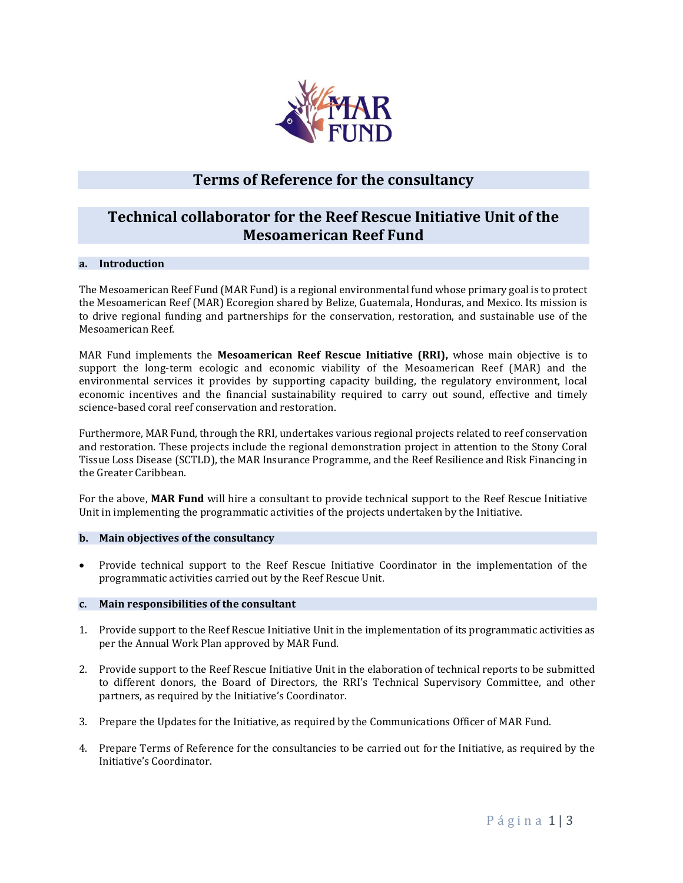# Terms of Reference for the consultancy

# Technical collaborator for the Reef Rescue Initiative Unit of the Mesoamerican Reef Fund

## a. Introduction

The Mesoamerican Reef Fund (MAR Fund) is a regional environmental fund whose primary goal is to protect the Mesoamerican Reef (MAR) Ecoregion shared by Belize, Guatemala, Honduras, and Mexico. Its mission is to drive regional funding and partnerships for the conservation, restoration, and sustainable use of the Mesoamerican Reef.

MAR Fund implements the **Mesoamerican Reef Rescue Initiative (RRI),** whose main objective is to support the long-term ecologic and economic viability of the Mesoamerican Reef (MAR) and the environmental services it provides by supporting capacity building, the regulatory environment, local economic incentives and the financial sustainability required to carry out sound, effective and timely science-based coral reef conservation and restoration.

Furthermore, MAR Fund, through the RRI, undertakes various regional projects related to reef conservation and restoration. These projects include the regional demonstration project in attention to the Stony Coral Tissue Loss Disease (SCTLD), the MAR Insurance Programme, and the Reef Resilience and Risk Financing in the Greater Caribbean.

For the above, **MAR Fund** will hire a consultant to provide technical support to the Reef Rescue Initiative Unit in implementing the programmatic activities of the projects undertaken by the Initiative.

## b. Main objectives of the consultancy

- Provide technical support to the Reef Rescue Initiative Coordinator in the implementation of the programmatic activities carried out by the Reef Rescue Unit.

## c. Main responsibilities of the consultant

1. Provide support to the Reef Rescue Initiative Unit in the implementation of its programmatic activities as per the Annual Work Plan approved by MAR Fund.
2. Provide support to the Reef Rescue Initiative Unit in the elaboration of technical reports to be submitted to different donors, the Board of Directors, the RRI's Technical Supervisory Committee, and other partners, as required by the Initiative's Coordinator.
3. Prepare the Updates for the Initiative, as required by the Communications Officer of MAR Fund.
4. Prepare Terms of Reference for the consultancies to be carried out for the Initiative, as required by the Initiative's Coordinator.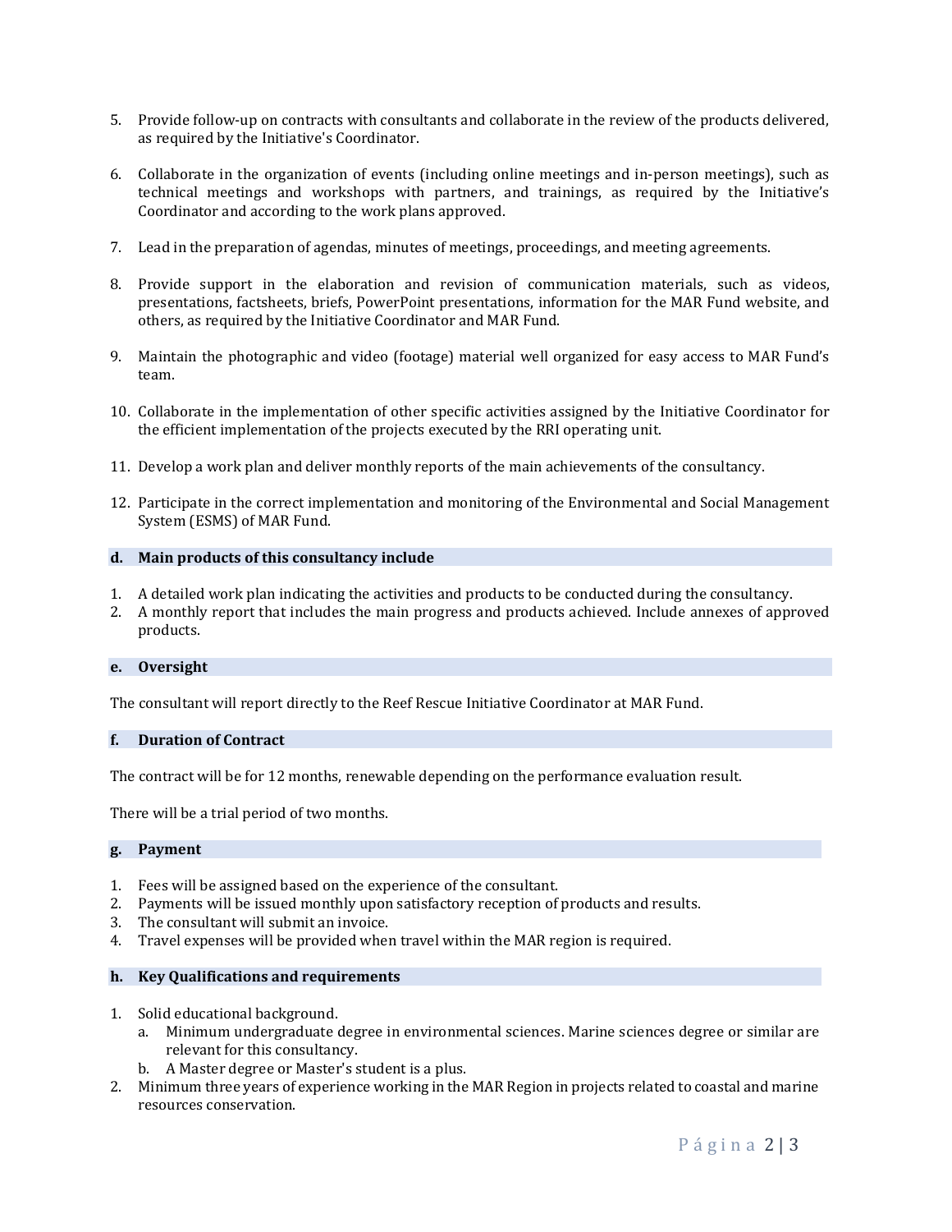5. Provide follow-up on contracts with consultants and collaborate in the review of the products delivered, as required by the Initiative's Coordinator.

6. Collaborate in the organization of events (including online meetings and in-person meetings), such as technical meetings and workshops with partners, and trainings, as required by the Initiative's Coordinator and according to the work plans approved.

7. Lead in the preparation of agendas, minutes of meetings, proceedings, and meeting agreements.

8. Provide support in the elaboration and revision of communication materials, such as videos, presentations, factsheets, briefs, PowerPoint presentations, information for the MAR Fund website, and others, as required by the Initiative Coordinator and MAR Fund.

9. Maintain the photographic and video (footage) material well organized for easy access to MAR Fund's team.

10. Collaborate in the implementation of other specific activities assigned by the Initiative Coordinator for the efficient implementation of the projects executed by the RRI operating unit.

11. Develop a work plan and deliver monthly reports of the main achievements of the consultancy.

12. Participate in the correct implementation and monitoring of the Environmental and Social Management System (ESMS) of MAR Fund.

### d. Main products of this consultancy include

1. A detailed work plan indicating the activities and products to be conducted during the consultancy.
2. A monthly report that includes the main progress and products achieved. Include annexes of approved products.

### e. Oversight

The consultant will report directly to the Reef Rescue Initiative Coordinator at MAR Fund.

### f. Duration of Contract

The contract will be for 12 months, renewable depending on the performance evaluation result.

There will be a trial period of two months.

### g. Payment

1. Fees will be assigned based on the experience of the consultant.
2. Payments will be issued monthly upon satisfactory reception of products and results.
3. The consultant will submit an invoice.
4. Travel expenses will be provided when travel within the MAR region is required.

### h. Key Qualifications and requirements

1. Solid educational background.
   a. Minimum undergraduate degree in environmental sciences. Marine sciences degree or similar are relevant for this consultancy.
   b. A Master degree or Master's student is a plus.
2. Minimum three years of experience working in the MAR Region in projects related to coastal and marine resources conservation.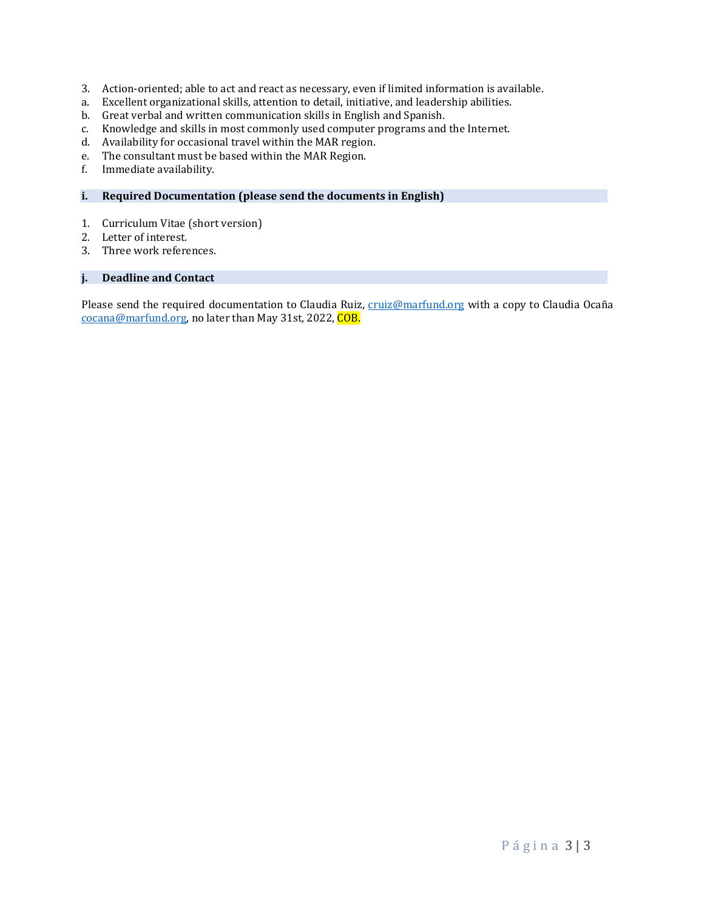3. Action-oriented; able to act and react as necessary, even if limited information is available.
a. Excellent organizational skills, attention to detail, initiative, and leadership abilities.
b. Great verbal and written communication skills in English and Spanish.
c. Knowledge and skills in most commonly used computer programs and the Internet.
d. Availability for occasional travel within the MAR region.
e. The consultant must be based within the MAR Region.
f. Immediate availability.

### i. Required Documentation (please send the documents in English)

1. Curriculum Vitae (short version)
2. Letter of interest.
3. Three work references.

### j. Deadline and Contact

Please send the required documentation to Claudia Ruiz, cruiz@marfund.org with a copy to Claudia Ocaña cocana@marfund.org, no later than May 31st, 2022, COB.